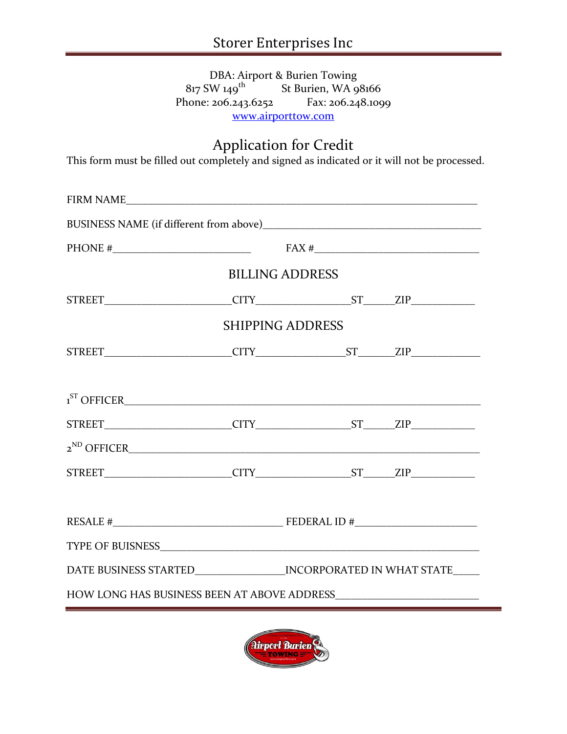# Storer Enterprises Inc

DBA: Airport & Burien Towing
817 SW 149th St Burien, WA 98166
Phone: 206.243.6252 Fax: 206.248.1099
www.airporttow.com

## Application for Credit

This form must be filled out completely and signed as indicated or it will not be processed.

FIRM NAME_______________________________________________________________

BUSINESS NAME (if different from above)_____________________________________

PHONE #_________________________ FAX #_____________________________

### BILLING ADDRESS

STREET______________________CITY________________ST_____ZIP___________

### SHIPPING ADDRESS

STREET______________________CITY_______________ST______ZIP____________

1ST OFFICER______________________________________________________________

STREET______________________CITY________________ST_____ZIP___________

2ND OFFICER_____________________________________________________________

STREET______________________CITY________________ST_____ZIP___________

RESALE #______________________________ FEDERAL ID #_____________________

TYPE OF BUISNESS_______________________________________________________

DATE BUSINESS STARTED_______________INCORPORATED IN WHAT STATE_____

HOW LONG HAS BUSINESS BEEN AT ABOVE ADDRESS________________________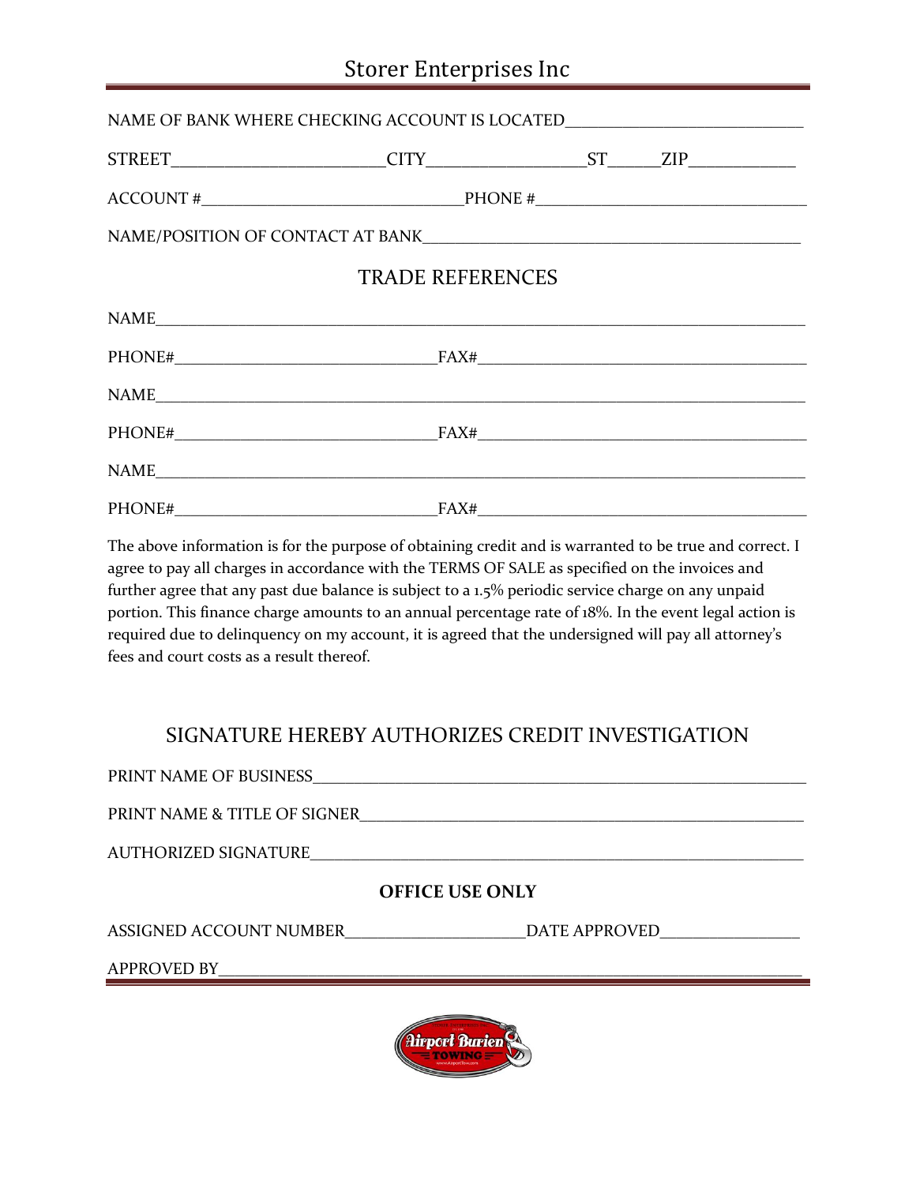# Storer Enterprises Inc

NAME OF BANK WHERE CHECKING ACCOUNT IS LOCATED____________________________

STREET________________________CITY__________________ST______ZIP____________

ACCOUNT #______________________________PHONE #_______________________________

NAME/POSITION OF CONTACT AT BANK___________________________________________

## TRADE REFERENCES

NAME_____________________________________________________________________________

PHONE#______________________________FAX#______________________________________

NAME_____________________________________________________________________________

PHONE#______________________________FAX#______________________________________

NAME_____________________________________________________________________________

PHONE#______________________________FAX#______________________________________

The above information is for the purpose of obtaining credit and is warranted to be true and correct. I agree to pay all charges in accordance with the TERMS OF SALE as specified on the invoices and further agree that any past due balance is subject to a 1.5% periodic service charge on any unpaid portion. This finance charge amounts to an annual percentage rate of 18%. In the event legal action is required due to delinquency on my account, it is agreed that the undersigned will pay all attorney's fees and court costs as a result thereof.

## SIGNATURE HEREBY AUTHORIZES CREDIT INVESTIGATION

PRINT NAME OF BUSINESS__________________________________________________________

PRINT NAME & TITLE OF SIGNER____________________________________________________

AUTHORIZED SIGNATURE____________________________________________________________

**OFFICE USE ONLY**

ASSIGNED ACCOUNT NUMBER_____________________DATE APPROVED________________

APPROVED BY_____________________________________________________________________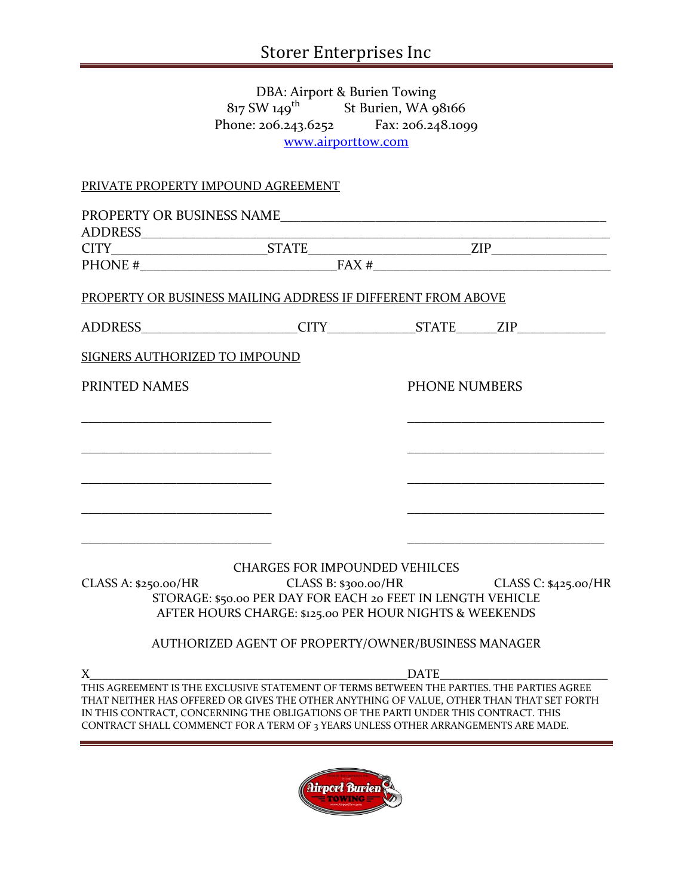# Storer Enterprises Inc

DBA: Airport & Burien Towing
817 SW 149$^{th}$ St Burien, WA 98166
Phone: 206.243.6252 Fax: 206.248.1099
[www.airporttow.com](http://www.airporttow.com)

PRIVATE PROPERTY IMPOUND AGREEMENT

PROPERTY OR BUSINESS NAME_______________________________________________
ADDRESS__________________________________________________________________
CITY______________________STATE______________________ZIP________________
PHONE #____________________________FAX #_________________________________

PROPERTY OR BUSINESS MAILING ADDRESS IF DIFFERENT FROM ABOVE

ADDRESS______________________CITY____________STATE_____ZIP____________

SIGNERS AUTHORIZED TO IMPOUND

| PRINTED NAMES | PHONE NUMBERS |
| --- | --- |
| ____________________________ | ____________________________ |
| ____________________________ | ____________________________ |
| ____________________________ | ____________________________ |
| ____________________________ | ____________________________ |
| ____________________________ | ____________________________ |

CHARGES FOR IMPOUNDED VEHILCES

CLASS A: $250.00/HR CLASS B: $300.00/HR CLASS C: $425.00/HR

STORAGE: $50.00 PER DAY FOR EACH 20 FEET IN LENGTH VEHICLE

AFTER HOURS CHARGE: $125.00 PER HOUR NIGHTS & WEEKENDS

AUTHORIZED AGENT OF PROPERTY/OWNER/BUSINESS MANAGER

X________________________________________________DATE_______________________

THIS AGREEMENT IS THE EXCLUSIVE STATEMENT OF TERMS BETWEEN THE PARTIES. THE PARTIES AGREE THAT NEITHER HAS OFFERED OR GIVES THE OTHER ANYTHING OF VALUE, OTHER THAN THAT SET FORTH IN THIS CONTRACT, CONCERNING THE OBLIGATIONS OF THE PARTI UNDER THIS CONTRACT. THIS CONTRACT SHALL COMMENCT FOR A TERM OF 3 YEARS UNLESS OTHER ARRANGEMENTS ARE MADE.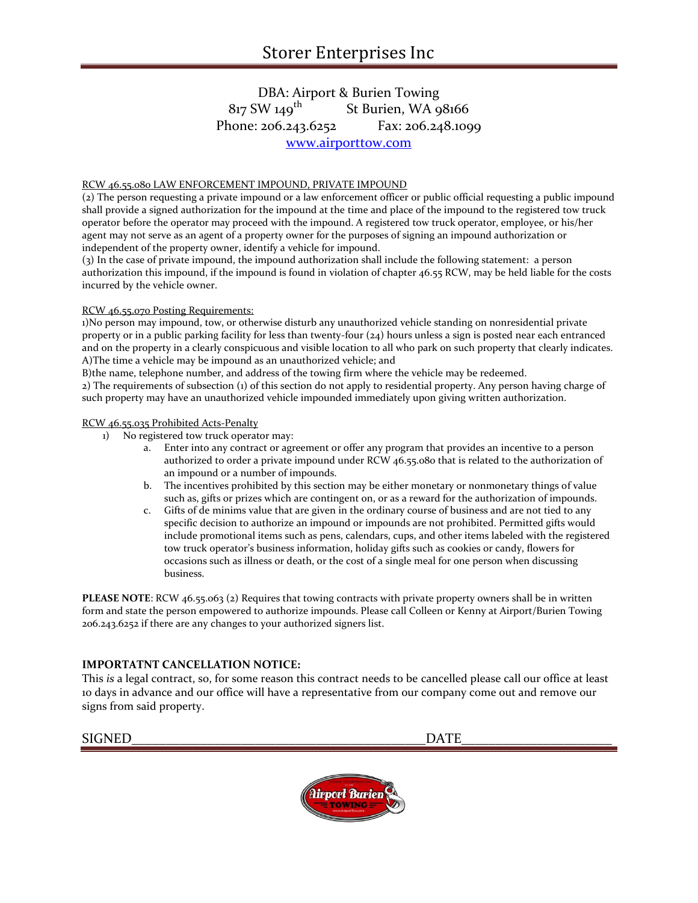# Storer Enterprises Inc

DBA: Airport & Burien Towing
817 SW 149$^{th}$ St Burien, WA 98166
Phone: 206.243.6252 Fax: 206.248.1099
www.airporttow.com

RCW 46.55.080 LAW ENFORCEMENT IMPOUND, PRIVATE IMPOUND

(2) The person requesting a private impound or a law enforcement officer or public official requesting a public impound shall provide a signed authorization for the impound at the time and place of the impound to the registered tow truck operator before the operator may proceed with the impound. A registered tow truck operator, employee, or his/her agent may not serve as an agent of a property owner for the purposes of signing an impound authorization or independent of the property owner, identify a vehicle for impound.

(3) In the case of private impound, the impound authorization shall include the following statement: a person authorization this impound, if the impound is found in violation of chapter 46.55 RCW, may be held liable for the costs incurred by the vehicle owner.

RCW 46.55.070 Posting Requirements:

1)No person may impound, tow, or otherwise disturb any unauthorized vehicle standing on nonresidential private property or in a public parking facility for less than twenty-four (24) hours unless a sign is posted near each entranced and on the property in a clearly conspicuous and visible location to all who park on such property that clearly indicates.

A)The time a vehicle may be impound as an unauthorized vehicle; and

B)the name, telephone number, and address of the towing firm where the vehicle may be redeemed.

2) The requirements of subsection (1) of this section do not apply to residential property. Any person having charge of such property may have an unauthorized vehicle impounded immediately upon giving written authorization.

RCW 46.55.035 Prohibited Acts-Penalty

1) No registered tow truck operator may:
    a. Enter into any contract or agreement or offer any program that provides an incentive to a person authorized to order a private impound under RCW 46.55.080 that is related to the authorization of an impound or a number of impounds.
    b. The incentives prohibited by this section may be either monetary or nonmonetary things of value such as, gifts or prizes which are contingent on, or as a reward for the authorization of impounds.
    c. Gifts of de minims value that are given in the ordinary course of business and are not tied to any specific decision to authorize an impound or impounds are not prohibited. Permitted gifts would include promotional items such as pens, calendars, cups, and other items labeled with the registered tow truck operator's business information, holiday gifts such as cookies or candy, flowers for occasions such as illness or death, or the cost of a single meal for one person when discussing business.

**PLEASE NOTE**: RCW 46.55.063 (2) Requires that towing contracts with private property owners shall be in written form and state the person empowered to authorize impounds. Please call Colleen or Kenny at Airport/Burien Towing 206.243.6252 if there are any changes to your authorized signers list.

**IMPORTATNT CANCELLATION NOTICE:**

This *is* a legal contract, so, for some reason this contract needs to be cancelled please call our office at least 10 days in advance and our office will have a representative from our company come out and remove our signs from said property.

SIGNED_____________________________________________DATE______________________